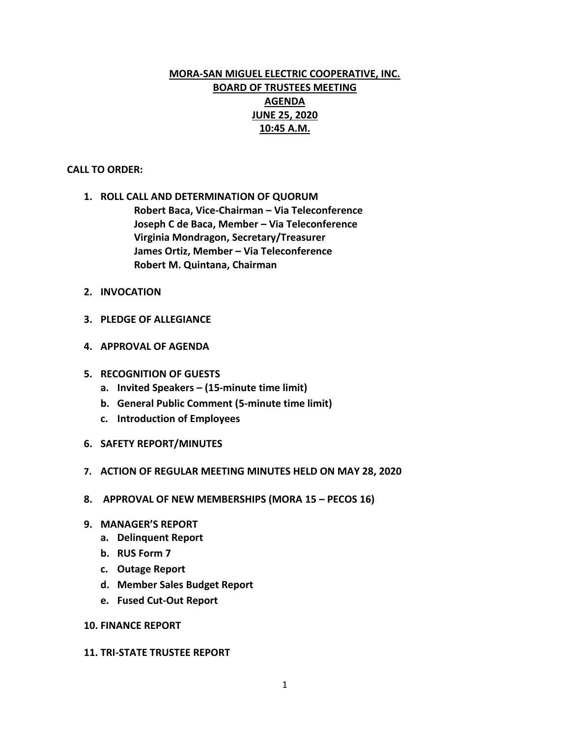# MORA-SAN MIGUEL ELECTRIC COOPERATIVE, INC.
## BOARD OF TRUSTEES MEETING
## AGENDA
## JUNE 25, 2020
## 10:45 A.M.

**CALL TO ORDER:**

1. **ROLL CALL AND DETERMINATION OF QUORUM**
   - **Robert Baca, Vice-Chairman – Via Teleconference**
   - **Joseph C de Baca, Member – Via Teleconference**
   - **Virginia Mondragon, Secretary/Treasurer**
   - **James Ortiz, Member – Via Teleconference**
   - **Robert M. Quintana, Chairman**
2. **INVOCATION**
3. **PLEDGE OF ALLEGIANCE**
4. **APPROVAL OF AGENDA**
5. **RECOGNITION OF GUESTS**
   a. **Invited Speakers – (15-minute time limit)**
   b. **General Public Comment (5-minute time limit)**
   c. **Introduction of Employees**
6. **SAFETY REPORT/MINUTES**
7. **ACTION OF REGULAR MEETING MINUTES HELD ON MAY 28, 2020**
8. **APPROVAL OF NEW MEMBERSHIPS (MORA 15 – PECOS 16)**
9. **MANAGER'S REPORT**
   a. **Delinquent Report**
   b. **RUS Form 7**
   c. **Outage Report**
   d. **Member Sales Budget Report**
   e. **Fused Cut-Out Report**
10. **FINANCE REPORT**
11. **TRI-STATE TRUSTEE REPORT**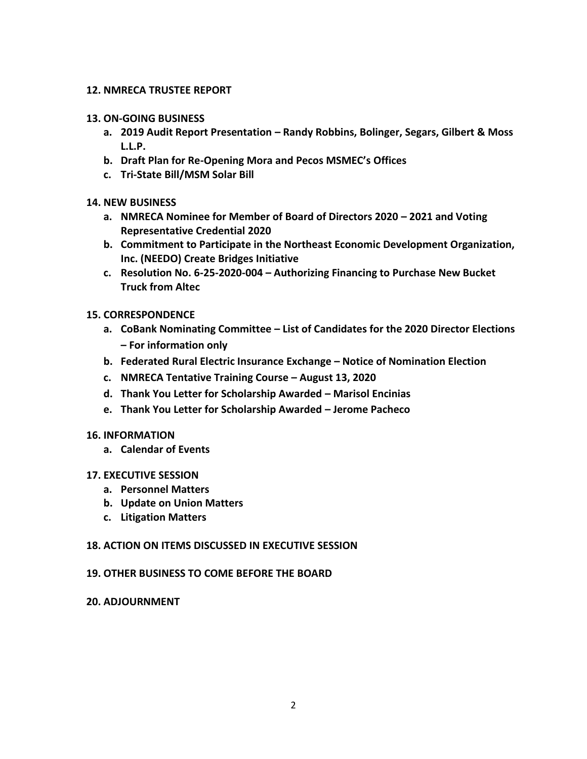**12. NMRECA TRUSTEE REPORT**

**13. ON-GOING BUSINESS**

- **a. 2019 Audit Report Presentation – Randy Robbins, Bolinger, Segars, Gilbert & Moss L.L.P.**
- **b. Draft Plan for Re-Opening Mora and Pecos MSMEC's Offices**
- **c. Tri-State Bill/MSM Solar Bill**

**14. NEW BUSINESS**

- **a. NMRECA Nominee for Member of Board of Directors 2020 – 2021 and Voting Representative Credential 2020**
- **b. Commitment to Participate in the Northeast Economic Development Organization, Inc. (NEEDO) Create Bridges Initiative**
- **c. Resolution No. 6-25-2020-004 – Authorizing Financing to Purchase New Bucket Truck from Altec**

**15. CORRESPONDENCE**

- **a. CoBank Nominating Committee – List of Candidates for the 2020 Director Elections – For information only**
- **b. Federated Rural Electric Insurance Exchange – Notice of Nomination Election**
- **c. NMRECA Tentative Training Course – August 13, 2020**
- **d. Thank You Letter for Scholarship Awarded – Marisol Encinias**
- **e. Thank You Letter for Scholarship Awarded – Jerome Pacheco**

**16. INFORMATION**

- **a. Calendar of Events**

**17. EXECUTIVE SESSION**

- **a. Personnel Matters**
- **b. Update on Union Matters**
- **c. Litigation Matters**

**18. ACTION ON ITEMS DISCUSSED IN EXECUTIVE SESSION**

**19. OTHER BUSINESS TO COME BEFORE THE BOARD**

**20. ADJOURNMENT**